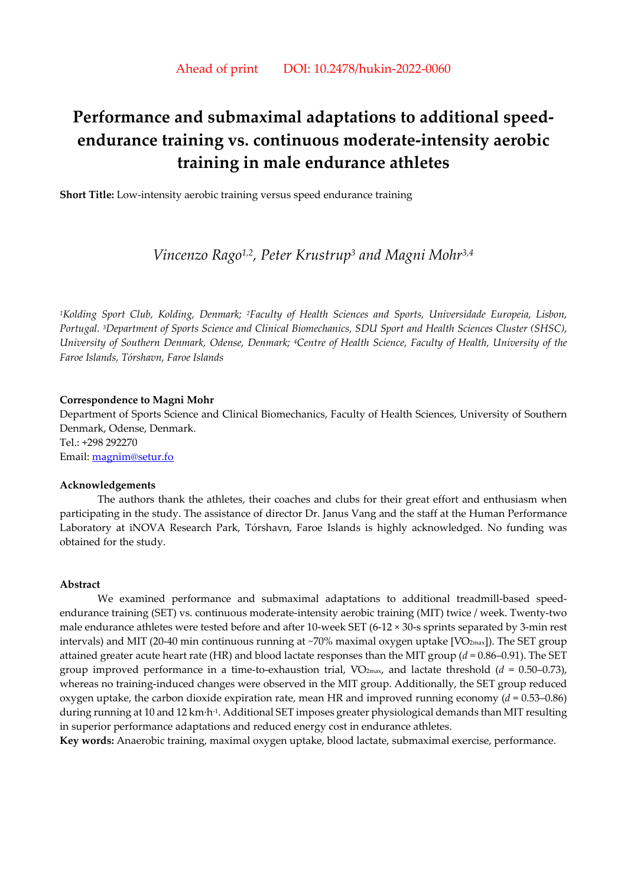Ahead of print DOI: 10.2478/hukin-2022-0060

# Performance and submaximal adaptations to additional speed-endurance training vs. continuous moderate-intensity aerobic training in male endurance athletes

**Short Title:** Low-intensity aerobic training versus speed endurance training

*Vincenzo Rago[1,2], Peter Krustrup[3] and Magni Mohr[3,4]*

*[1]Kolding Sport Club, Kolding, Denmark; [2]Faculty of Health Sciences and Sports, Universidade Europeia, Lisbon, Portugal. [3]Department of Sports Science and Clinical Biomechanics, SDU Sport and Health Sciences Cluster (SHSC), University of Southern Denmark, Odense, Denmark; [4]Centre of Health Science, Faculty of Health, University of the Faroe Islands, Tórshavn, Faroe Islands*

**Correspondence to Magni Mohr**
Department of Sports Science and Clinical Biomechanics, Faculty of Health Sciences, University of Southern Denmark, Odense, Denmark.
Tel.: +298 292270
Email: magnim@setur.fo

**Acknowledgements**

The authors thank the athletes, their coaches and clubs for their great effort and enthusiasm when participating in the study. The assistance of director Dr. Janus Vang and the staff at the Human Performance Laboratory at iNOVA Research Park, Tórshavn, Faroe Islands is highly acknowledged. No funding was obtained for the study.

**Abstract**

We examined performance and submaximal adaptations to additional treadmill-based speed-endurance training (SET) vs. continuous moderate-intensity aerobic training (MIT) twice / week. Twenty-two male endurance athletes were tested before and after 10-week SET (6-12 × 30-s sprints separated by 3-min rest intervals) and MIT (20-40 min continuous running at ~70% maximal oxygen uptake [$\dot{V}O_{2max}$]). The SET group attained greater acute heart rate (HR) and blood lactate responses than the MIT group (*d* = 0.86–0.91). The SET group improved performance in a time-to-exhaustion trial, $\dot{V}O_{2max}$, and lactate threshold (*d* = 0.50–0.73), whereas no training-induced changes were observed in the MIT group. Additionally, the SET group reduced oxygen uptake, the carbon dioxide expiration rate, mean HR and improved running economy (*d* = 0.53–0.86) during running at 10 and 12 km·h$^{-1}$. Additional SET imposes greater physiological demands than MIT resulting in superior performance adaptations and reduced energy cost in endurance athletes.

**Key words:** Anaerobic training, maximal oxygen uptake, blood lactate, submaximal exercise, performance.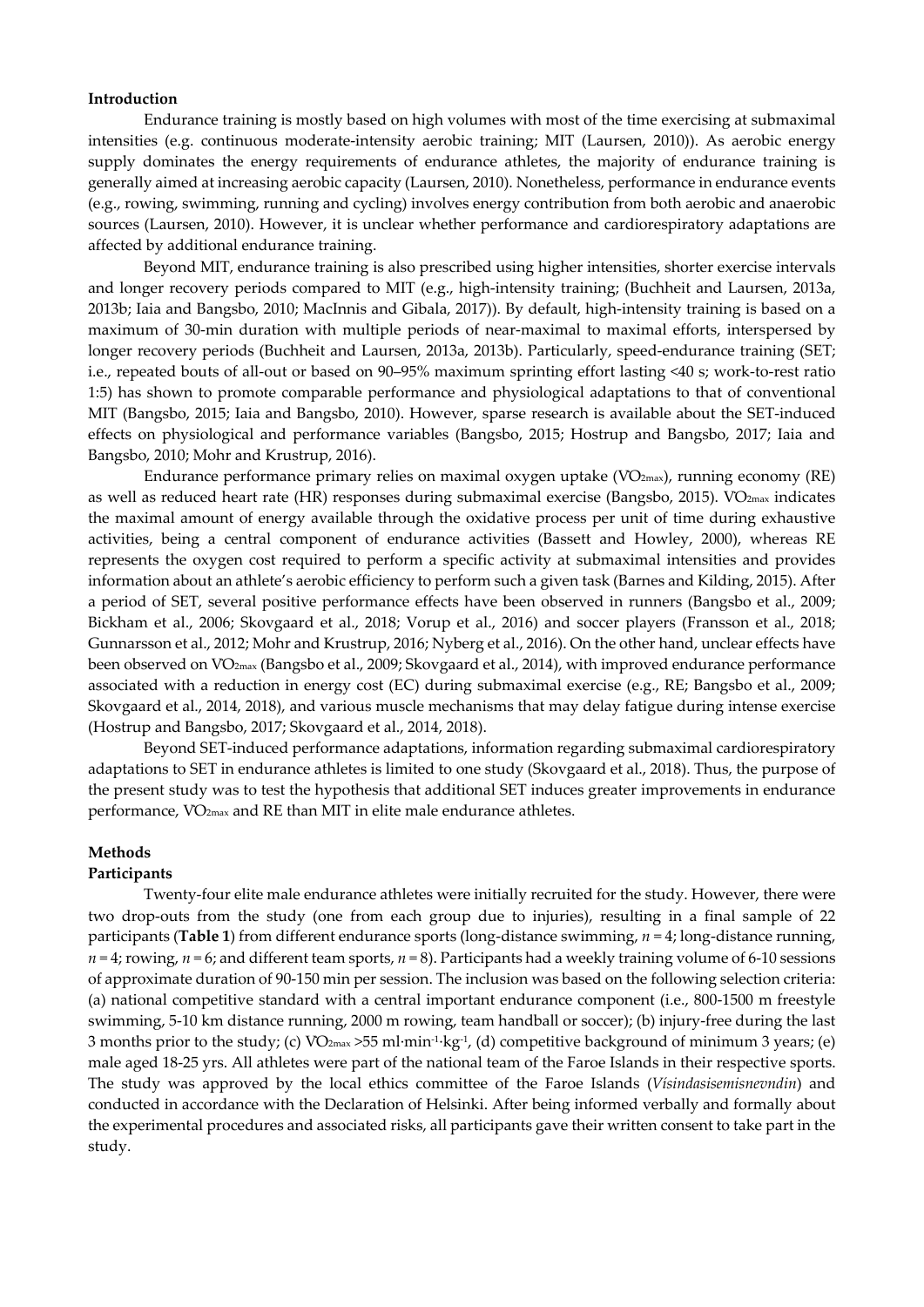## Introduction

Endurance training is mostly based on high volumes with most of the time exercising at submaximal intensities (e.g. continuous moderate-intensity aerobic training; MIT (Laursen, 2010)). As aerobic energy supply dominates the energy requirements of endurance athletes, the majority of endurance training is generally aimed at increasing aerobic capacity (Laursen, 2010). Nonetheless, performance in endurance events (e.g., rowing, swimming, running and cycling) involves energy contribution from both aerobic and anaerobic sources (Laursen, 2010). However, it is unclear whether performance and cardiorespiratory adaptations are affected by additional endurance training.

Beyond MIT, endurance training is also prescribed using higher intensities, shorter exercise intervals and longer recovery periods compared to MIT (e.g., high-intensity training; (Buchheit and Laursen, 2013a, 2013b; Iaia and Bangsbo, 2010; MacInnis and Gibala, 2017)). By default, high-intensity training is based on a maximum of 30-min duration with multiple periods of near-maximal to maximal efforts, interspersed by longer recovery periods (Buchheit and Laursen, 2013a, 2013b). Particularly, speed-endurance training (SET; i.e., repeated bouts of all-out or based on 90–95% maximum sprinting effort lasting <40 s; work-to-rest ratio 1:5) has shown to promote comparable performance and physiological adaptations to that of conventional MIT (Bangsbo, 2015; Iaia and Bangsbo, 2010). However, sparse research is available about the SET-induced effects on physiological and performance variables (Bangsbo, 2015; Hostrup and Bangsbo, 2017; Iaia and Bangsbo, 2010; Mohr and Krustrup, 2016).

Endurance performance primary relies on maximal oxygen uptake ($\dot{V}O_{2max}$), running economy (RE) as well as reduced heart rate (HR) responses during submaximal exercise (Bangsbo, 2015). $\dot{V}O_{2max}$ indicates the maximal amount of energy available through the oxidative process per unit of time during exhaustive activities, being a central component of endurance activities (Bassett and Howley, 2000), whereas RE represents the oxygen cost required to perform a specific activity at submaximal intensities and provides information about an athlete's aerobic efficiency to perform such a given task (Barnes and Kilding, 2015). After a period of SET, several positive performance effects have been observed in runners (Bangsbo et al., 2009; Bickham et al., 2006; Skovgaard et al., 2018; Vorup et al., 2016) and soccer players (Fransson et al., 2018; Gunnarsson et al., 2012; Mohr and Krustrup, 2016; Nyberg et al., 2016). On the other hand, unclear effects have been observed on $\dot{V}O_{2max}$ (Bangsbo et al., 2009; Skovgaard et al., 2014), with improved endurance performance associated with a reduction in energy cost (EC) during submaximal exercise (e.g., RE; Bangsbo et al., 2009; Skovgaard et al., 2014, 2018), and various muscle mechanisms that may delay fatigue during intense exercise (Hostrup and Bangsbo, 2017; Skovgaard et al., 2014, 2018).

Beyond SET-induced performance adaptations, information regarding submaximal cardiorespiratory adaptations to SET in endurance athletes is limited to one study (Skovgaard et al., 2018). Thus, the purpose of the present study was to test the hypothesis that additional SET induces greater improvements in endurance performance, $\dot{V}O_{2max}$ and RE than MIT in elite male endurance athletes.

## Methods

### Participants

Twenty-four elite male endurance athletes were initially recruited for the study. However, there were two drop-outs from the study (one from each group due to injuries), resulting in a final sample of 22 participants (**Table 1**) from different endurance sports (long-distance swimming, $n = 4$; long-distance running, $n = 4$; rowing, $n = 6$; and different team sports, $n = 8$). Participants had a weekly training volume of 6-10 sessions of approximate duration of 90-150 min per session. The inclusion was based on the following selection criteria: (a) national competitive standard with a central important endurance component (i.e., 800-1500 m freestyle swimming, 5-10 km distance running, 2000 m rowing, team handball or soccer); (b) injury-free during the last 3 months prior to the study; (c) $\dot{V}O_{2max}$ >55 $ml \cdot min^{-1} \cdot kg^{-1}$, (d) competitive background of minimum 3 years; (e) male aged 18-25 yrs. All athletes were part of the national team of the Faroe Islands in their respective sports. The study was approved by the local ethics committee of the Faroe Islands (*Vísindasisemisnevndin*) and conducted in accordance with the Declaration of Helsinki. After being informed verbally and formally about the experimental procedures and associated risks, all participants gave their written consent to take part in the study.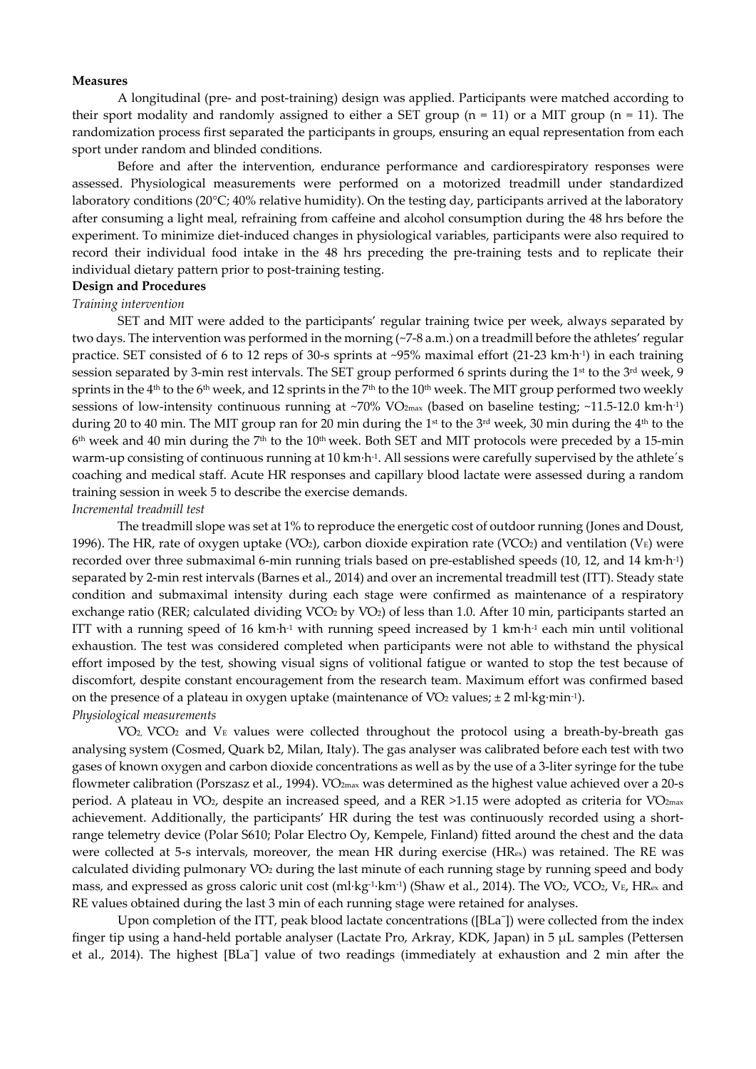**Measures**

A longitudinal (pre- and post-training) design was applied. Participants were matched according to their sport modality and randomly assigned to either a SET group (n = 11) or a MIT group (n = 11). The randomization process first separated the participants in groups, ensuring an equal representation from each sport under random and blinded conditions.

Before and after the intervention, endurance performance and cardiorespiratory responses were assessed. Physiological measurements were performed on a motorized treadmill under standardized laboratory conditions (20°C; 40% relative humidity). On the testing day, participants arrived at the laboratory after consuming a light meal, refraining from caffeine and alcohol consumption during the 48 hrs before the experiment. To minimize diet-induced changes in physiological variables, participants were also required to record their individual food intake in the 48 hrs preceding the pre-training tests and to replicate their individual dietary pattern prior to post-training testing.

**Design and Procedures**

*Training intervention*

SET and MIT were added to the participants' regular training twice per week, always separated by two days. The intervention was performed in the morning (~7-8 a.m.) on a treadmill before the athletes' regular practice. SET consisted of 6 to 12 reps of 30-s sprints at ~95% maximal effort (21-23 $km \cdot h^{-1}$) in each training session separated by 3-min rest intervals. The SET group performed 6 sprints during the 1st to the 3rd week, 9 sprints in the 4th to the 6th week, and 12 sprints in the 7th to the 10th week. The MIT group performed two weekly sessions of low-intensity continuous running at ~70% $VO_{2max}$ (based on baseline testing; ~11.5-12.0 $km \cdot h^{-1}$) during 20 to 40 min. The MIT group ran for 20 min during the 1st to the 3rd week, 30 min during the 4th to the 6th week and 40 min during the 7th to the 10th week. Both SET and MIT protocols were preceded by a 15-min warm-up consisting of continuous running at 10 $km \cdot h^{-1}$. All sessions were carefully supervised by the athlete´s coaching and medical staff. Acute HR responses and capillary blood lactate were assessed during a random training session in week 5 to describe the exercise demands.

*Incremental treadmill test*

The treadmill slope was set at 1% to reproduce the energetic cost of outdoor running (Jones and Doust, 1996). The HR, rate of oxygen uptake ($\dot{V}O_2$), carbon dioxide expiration rate ($\dot{V}CO_2$) and ventilation ($V_E$) were recorded over three submaximal 6-min running trials based on pre-established speeds (10, 12, and 14 $km \cdot h^{-1}$) separated by 2-min rest intervals (Barnes et al., 2014) and over an incremental treadmill test (ITT). Steady state condition and submaximal intensity during each stage were confirmed as maintenance of a respiratory exchange ratio (RER; calculated dividing $\dot{V}CO_2$ by $\dot{V}O_2$) of less than 1.0. After 10 min, participants started an ITT with a running speed of 16 $km \cdot h^{-1}$ with running speed increased by 1 $km \cdot h^{-1}$ each min until volitional exhaustion. The test was considered completed when participants were not able to withstand the physical effort imposed by the test, showing visual signs of volitional fatigue or wanted to stop the test because of discomfort, despite constant encouragement from the research team. Maximum effort was confirmed based on the presence of a plateau in oxygen uptake (maintenance of $\dot{V}O_2$ values; ± 2 $ml \cdot kg \cdot min^{-1}$).

*Physiological measurements*

$\dot{V}O_2$, $\dot{V}CO_2$ and $V_E$ values were collected throughout the protocol using a breath-by-breath gas analysing system (Cosmed, Quark b2, Milan, Italy). The gas analyser was calibrated before each test with two gases of known oxygen and carbon dioxide concentrations as well as by the use of a 3-liter syringe for the tube flowmeter calibration (Porszasz et al., 1994). $\dot{V}O_{2max}$ was determined as the highest value achieved over a 20-s period. A plateau in $\dot{V}O_2$, despite an increased speed, and a RER >1.15 were adopted as criteria for $\dot{V}O_{2max}$ achievement. Additionally, the participants' HR during the test was continuously recorded using a short-range telemetry device (Polar S610; Polar Electro Oy, Kempele, Finland) fitted around the chest and the data were collected at 5-s intervals, moreover, the mean HR during exercise ($HR_{ex}$) was retained. The RE was calculated dividing pulmonary $\dot{V}O_2$ during the last minute of each running stage by running speed and body mass, and expressed as gross caloric unit cost ($ml \cdot kg^{-1} \cdot km^{-1}$) (Shaw et al., 2014). The $\dot{V}O_2$, $\dot{V}CO_2$, $V_E$, $HR_{ex}$ and RE values obtained during the last 3 min of each running stage were retained for analyses.

Upon completion of the ITT, peak blood lactate concentrations ($[BLa^-]$) were collected from the index finger tip using a hand-held portable analyser (Lactate Pro, Arkray, KDK, Japan) in 5 μL samples (Pettersen et al., 2014). The highest $[BLa^-]$ value of two readings (immediately at exhaustion and 2 min after the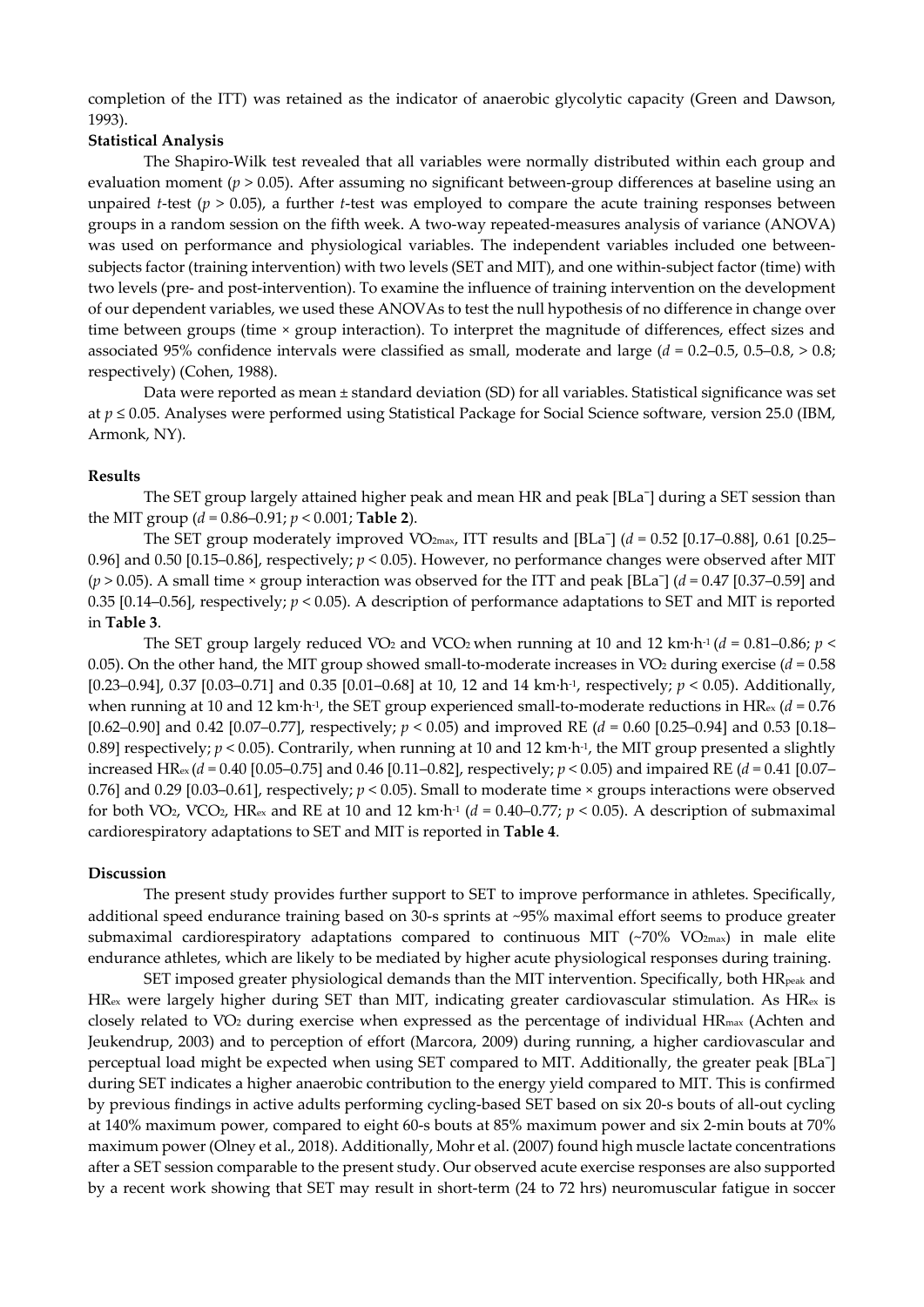completion of the ITT) was retained as the indicator of anaerobic glycolytic capacity (Green and Dawson, 1993).

**Statistical Analysis**

The Shapiro-Wilk test revealed that all variables were normally distributed within each group and evaluation moment ($p > 0.05$). After assuming no significant between-group differences at baseline using an unpaired *t*-test ($p > 0.05$), a further *t*-test was employed to compare the acute training responses between groups in a random session on the fifth week. A two-way repeated-measures analysis of variance (ANOVA) was used on performance and physiological variables. The independent variables included one between-subjects factor (training intervention) with two levels (SET and MIT), and one within-subject factor (time) with two levels (pre- and post-intervention). To examine the influence of training intervention on the development of our dependent variables, we used these ANOVAs to test the null hypothesis of no difference in change over time between groups (time × group interaction). To interpret the magnitude of differences, effect sizes and associated 95% confidence intervals were classified as small, moderate and large ($d$ = 0.2–0.5, 0.5–0.8, > 0.8; respectively) (Cohen, 1988).

Data were reported as mean ± standard deviation (SD) for all variables. Statistical significance was set at $p \leq 0.05$. Analyses were performed using Statistical Package for Social Science software, version 25.0 (IBM, Armonk, NY).

## Results

The SET group largely attained higher peak and mean HR and peak [BLa⁻] during a SET session than the MIT group ($d$ = 0.86–0.91; $p < 0.001$; **Table 2**).

The SET group moderately improved $\dot{V}O_{2max}$, ITT results and [BLa⁻] ($d$ = 0.52 [0.17–0.88], 0.61 [0.25–0.96] and 0.50 [0.15–0.86], respectively; $p < 0.05$). However, no performance changes were observed after MIT ($p > 0.05$). A small time × group interaction was observed for the ITT and peak [BLa⁻] ($d$ = 0.47 [0.37–0.59] and 0.35 [0.14–0.56], respectively; $p < 0.05$). A description of performance adaptations to SET and MIT is reported in **Table 3**.

The SET group largely reduced $\dot{V}O_2$ and $\dot{V}CO_2$ when running at 10 and 12 km·h$^{-1}$ ($d$ = 0.81–0.86; $p < 0.05$). On the other hand, the MIT group showed small-to-moderate increases in $\dot{V}O_2$ during exercise ($d$ = 0.58 [0.23–0.94], 0.37 [0.03–0.71] and 0.35 [0.01–0.68] at 10, 12 and 14 km·h$^{-1}$, respectively; $p < 0.05$). Additionally, when running at 10 and 12 km·h$^{-1}$, the SET group experienced small-to-moderate reductions in $HR_{ex}$ ($d$ = 0.76 [0.62–0.90] and 0.42 [0.07–0.77], respectively; $p < 0.05$) and improved RE ($d$ = 0.60 [0.25–0.94] and 0.53 [0.18–0.89] respectively; $p < 0.05$). Contrarily, when running at 10 and 12 km·h$^{-1}$, the MIT group presented a slightly increased $HR_{ex}$ ($d$ = 0.40 [0.05–0.75] and 0.46 [0.11–0.82], respectively; $p < 0.05$) and impaired RE ($d$ = 0.41 [0.07–0.76] and 0.29 [0.03–0.61], respectively; $p < 0.05$). Small to moderate time × groups interactions were observed for both $\dot{V}O_2$, $\dot{V}CO_2$, $HR_{ex}$ and RE at 10 and 12 km·h$^{-1}$ ($d$ = 0.40–0.77; $p < 0.05$). A description of submaximal cardiorespiratory adaptations to SET and MIT is reported in **Table 4**.

## Discussion

The present study provides further support to SET to improve performance in athletes. Specifically, additional speed endurance training based on 30-s sprints at ~95% maximal effort seems to produce greater submaximal cardiorespiratory adaptations compared to continuous MIT (~70% $\dot{V}O_{2max}$) in male elite endurance athletes, which are likely to be mediated by higher acute physiological responses during training.

SET imposed greater physiological demands than the MIT intervention. Specifically, both $HR_{peak}$ and $HR_{ex}$ were largely higher during SET than MIT, indicating greater cardiovascular stimulation. As $HR_{ex}$ is closely related to $\dot{V}O_2$ during exercise when expressed as the percentage of individual $HR_{max}$ (Achten and Jeukendrup, 2003) and to perception of effort (Marcora, 2009) during running, a higher cardiovascular and perceptual load might be expected when using SET compared to MIT. Additionally, the greater peak [BLa⁻] during SET indicates a higher anaerobic contribution to the energy yield compared to MIT. This is confirmed by previous findings in active adults performing cycling-based SET based on six 20-s bouts of all-out cycling at 140% maximum power, compared to eight 60-s bouts at 85% maximum power and six 2-min bouts at 70% maximum power (Olney et al., 2018). Additionally, Mohr et al. (2007) found high muscle lactate concentrations after a SET session comparable to the present study. Our observed acute exercise responses are also supported by a recent work showing that SET may result in short-term (24 to 72 hrs) neuromuscular fatigue in soccer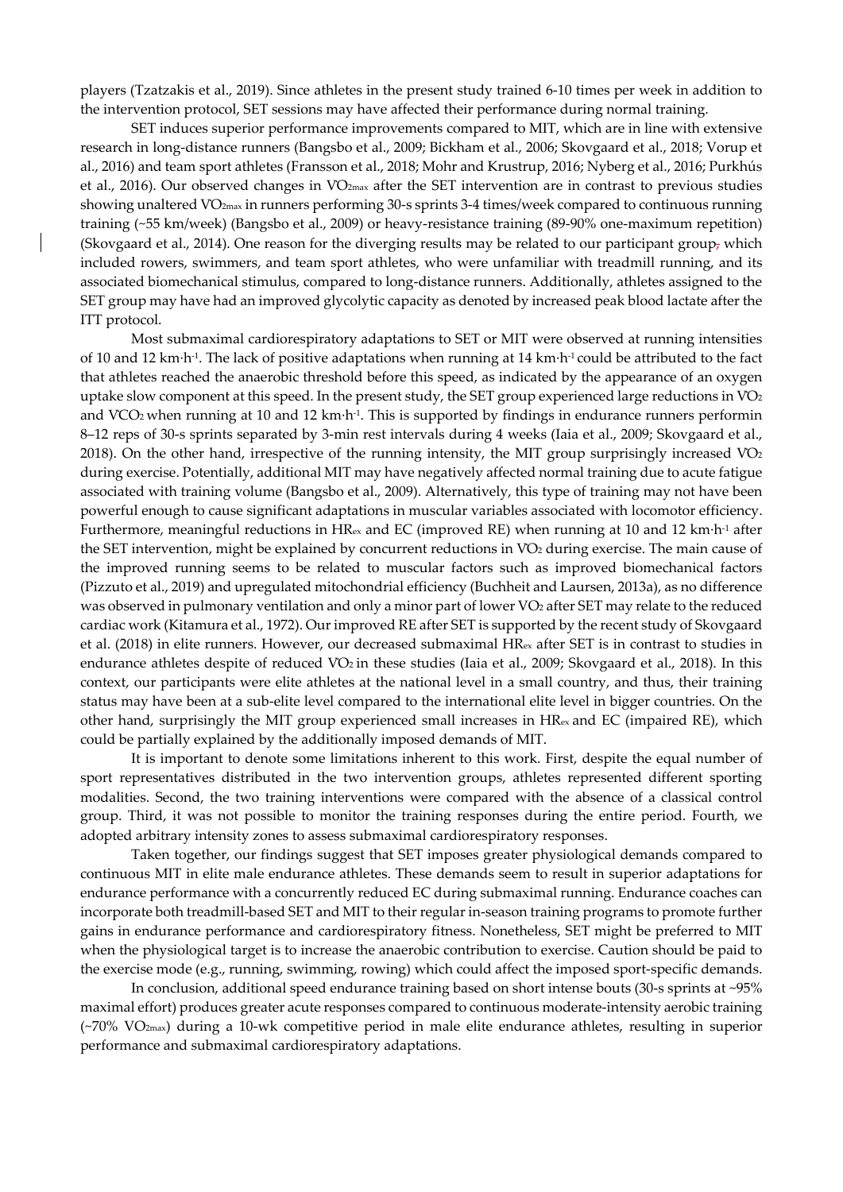players (Tzatzakis et al., 2019). Since athletes in the present study trained 6-10 times per week in addition to the intervention protocol, SET sessions may have affected their performance during normal training.

SET induces superior performance improvements compared to MIT, which are in line with extensive research in long-distance runners (Bangsbo et al., 2009; Bickham et al., 2006; Skovgaard et al., 2018; Vorup et al., 2016) and team sport athletes (Fransson et al., 2018; Mohr and Krustrup, 2016; Nyberg et al., 2016; Purkhús et al., 2016). Our observed changes in $VO_{2max}$ after the SET intervention are in contrast to previous studies showing unaltered $VO_{2max}$ in runners performing 30-s sprints 3-4 times/week compared to continuous running training (~55 km/week) (Bangsbo et al., 2009) or heavy-resistance training (89-90% one-maximum repetition) (Skovgaard et al., 2014). One reason for the diverging results may be related to our participant group, which included rowers, swimmers, and team sport athletes, who were unfamiliar with treadmill running, and its associated biomechanical stimulus, compared to long-distance runners. Additionally, athletes assigned to the SET group may have had an improved glycolytic capacity as denoted by increased peak blood lactate after the ITT protocol.

Most submaximal cardiorespiratory adaptations to SET or MIT were observed at running intensities of 10 and 12 $km \cdot h^{-1}$. The lack of positive adaptations when running at 14 $km \cdot h^{-1}$ could be attributed to the fact that athletes reached the anaerobic threshold before this speed, as indicated by the appearance of an oxygen uptake slow component at this speed. In the present study, the SET group experienced large reductions in $VO_2$ and $VCO_2$ when running at 10 and 12 $km \cdot h^{-1}$. This is supported by findings in endurance runners performin 8–12 reps of 30-s sprints separated by 3-min rest intervals during 4 weeks (Iaia et al., 2009; Skovgaard et al., 2018). On the other hand, irrespective of the running intensity, the MIT group surprisingly increased $VO_2$ during exercise. Potentially, additional MIT may have negatively affected normal training due to acute fatigue associated with training volume (Bangsbo et al., 2009). Alternatively, this type of training may not have been powerful enough to cause significant adaptations in muscular variables associated with locomotor efficiency. Furthermore, meaningful reductions in $HR_{ex}$ and EC (improved RE) when running at 10 and 12 $km \cdot h^{-1}$ after the SET intervention, might be explained by concurrent reductions in $VO_2$ during exercise. The main cause of the improved running seems to be related to muscular factors such as improved biomechanical factors (Pizzuto et al., 2019) and upregulated mitochondrial efficiency (Buchheit and Laursen, 2013a), as no difference was observed in pulmonary ventilation and only a minor part of lower $VO_2$ after SET may relate to the reduced cardiac work (Kitamura et al., 1972). Our improved RE after SET is supported by the recent study of Skovgaard et al. (2018) in elite runners. However, our decreased submaximal $HR_{ex}$ after SET is in contrast to studies in endurance athletes despite of reduced $VO_2$ in these studies (Iaia et al., 2009; Skovgaard et al., 2018). In this context, our participants were elite athletes at the national level in a small country, and thus, their training status may have been at a sub-elite level compared to the international elite level in bigger countries. On the other hand, surprisingly the MIT group experienced small increases in $HR_{ex}$ and EC (impaired RE), which could be partially explained by the additionally imposed demands of MIT.

It is important to denote some limitations inherent to this work. First, despite the equal number of sport representatives distributed in the two intervention groups, athletes represented different sporting modalities. Second, the two training interventions were compared with the absence of a classical control group. Third, it was not possible to monitor the training responses during the entire period. Fourth, we adopted arbitrary intensity zones to assess submaximal cardiorespiratory responses.

Taken together, our findings suggest that SET imposes greater physiological demands compared to continuous MIT in elite male endurance athletes. These demands seem to result in superior adaptations for endurance performance with a concurrently reduced EC during submaximal running. Endurance coaches can incorporate both treadmill-based SET and MIT to their regular in-season training programs to promote further gains in endurance performance and cardiorespiratory fitness. Nonetheless, SET might be preferred to MIT when the physiological target is to increase the anaerobic contribution to exercise. Caution should be paid to the exercise mode (e.g., running, swimming, rowing) which could affect the imposed sport-specific demands.

In conclusion, additional speed endurance training based on short intense bouts (30-s sprints at ~95% maximal effort) produces greater acute responses compared to continuous moderate-intensity aerobic training (~70% $VO_{2max}$) during a 10-wk competitive period in male elite endurance athletes, resulting in superior performance and submaximal cardiorespiratory adaptations.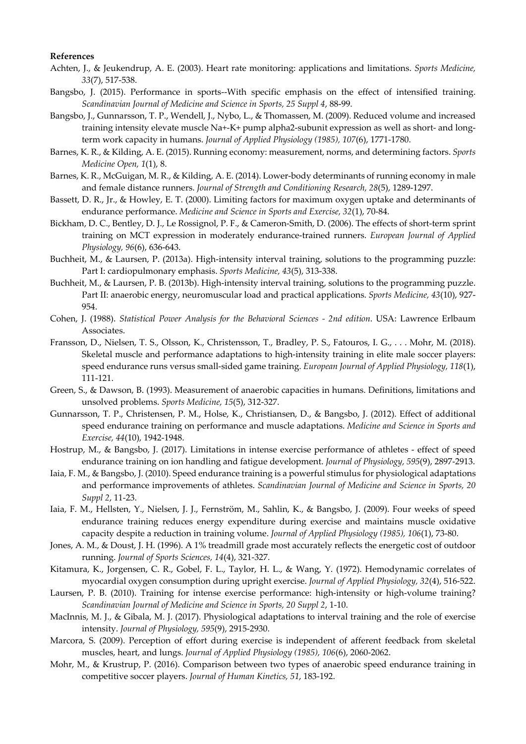**References**

Achten, J., & Jeukendrup, A. E. (2003). Heart rate monitoring: applications and limitations. *Sports Medicine, 33*(7), 517-538.

Bangsbo, J. (2015). Performance in sports--With specific emphasis on the effect of intensified training. *Scandinavian Journal of Medicine and Science in Sports, 25 Suppl 4*, 88-99.

Bangsbo, J., Gunnarsson, T. P., Wendell, J., Nybo, L., & Thomassen, M. (2009). Reduced volume and increased training intensity elevate muscle Na+-K+ pump alpha2-subunit expression as well as short- and long-term work capacity in humans. *Journal of Applied Physiology (1985), 107*(6), 1771-1780.

Barnes, K. R., & Kilding, A. E. (2015). Running economy: measurement, norms, and determining factors. *Sports Medicine Open, 1*(1), 8.

Barnes, K. R., McGuigan, M. R., & Kilding, A. E. (2014). Lower-body determinants of running economy in male and female distance runners. *Journal of Strength and Conditioning Research, 28*(5), 1289-1297.

Bassett, D. R., Jr., & Howley, E. T. (2000). Limiting factors for maximum oxygen uptake and determinants of endurance performance. *Medicine and Science in Sports and Exercise, 32*(1), 70-84.

Bickham, D. C., Bentley, D. J., Le Rossignol, P. F., & Cameron-Smith, D. (2006). The effects of short-term sprint training on MCT expression in moderately endurance-trained runners. *European Journal of Applied Physiology, 96*(6), 636-643.

Buchheit, M., & Laursen, P. (2013a). High-intensity interval training, solutions to the programming puzzle: Part I: cardiopulmonary emphasis. *Sports Medicine, 43*(5), 313-338.

Buchheit, M., & Laursen, P. B. (2013b). High-intensity interval training, solutions to the programming puzzle. Part II: anaerobic energy, neuromuscular load and practical applications. *Sports Medicine, 43*(10), 927-954.

Cohen, J. (1988). *Statistical Power Analysis for the Behavioral Sciences - 2nd edition*. USA: Lawrence Erlbaum Associates.

Fransson, D., Nielsen, T. S., Olsson, K., Christensson, T., Bradley, P. S., Fatouros, I. G., . . . Mohr, M. (2018). Skeletal muscle and performance adaptations to high-intensity training in elite male soccer players: speed endurance runs versus small-sided game training. *European Journal of Applied Physiology, 118*(1), 111-121.

Green, S., & Dawson, B. (1993). Measurement of anaerobic capacities in humans. Definitions, limitations and unsolved problems. *Sports Medicine, 15*(5), 312-327.

Gunnarsson, T. P., Christensen, P. M., Holse, K., Christiansen, D., & Bangsbo, J. (2012). Effect of additional speed endurance training on performance and muscle adaptations. *Medicine and Science in Sports and Exercise, 44*(10), 1942-1948.

Hostrup, M., & Bangsbo, J. (2017). Limitations in intense exercise performance of athletes - effect of speed endurance training on ion handling and fatigue development. *Journal of Physiology, 595*(9), 2897-2913.

Iaia, F. M., & Bangsbo, J. (2010). Speed endurance training is a powerful stimulus for physiological adaptations and performance improvements of athletes. *Scandinavian Journal of Medicine and Science in Sports, 20 Suppl 2*, 11-23.

Iaia, F. M., Hellsten, Y., Nielsen, J. J., Fernström, M., Sahlin, K., & Bangsbo, J. (2009). Four weeks of speed endurance training reduces energy expenditure during exercise and maintains muscle oxidative capacity despite a reduction in training volume. *Journal of Applied Physiology (1985), 106*(1), 73-80.

Jones, A. M., & Doust, J. H. (1996). A 1% treadmill grade most accurately reflects the energetic cost of outdoor running. *Journal of Sports Sciences, 14*(4), 321-327.

Kitamura, K., Jorgensen, C. R., Gobel, F. L., Taylor, H. L., & Wang, Y. (1972). Hemodynamic correlates of myocardial oxygen consumption during upright exercise. *Journal of Applied Physiology, 32*(4), 516-522.

Laursen, P. B. (2010). Training for intense exercise performance: high-intensity or high-volume training? *Scandinavian Journal of Medicine and Science in Sports, 20 Suppl 2*, 1-10.

MacInnis, M. J., & Gibala, M. J. (2017). Physiological adaptations to interval training and the role of exercise intensity. *Journal of Physiology, 595*(9), 2915-2930.

Marcora, S. (2009). Perception of effort during exercise is independent of afferent feedback from skeletal muscles, heart, and lungs. *Journal of Applied Physiology (1985), 106*(6), 2060-2062.

Mohr, M., & Krustrup, P. (2016). Comparison between two types of anaerobic speed endurance training in competitive soccer players. *Journal of Human Kinetics, 51*, 183-192.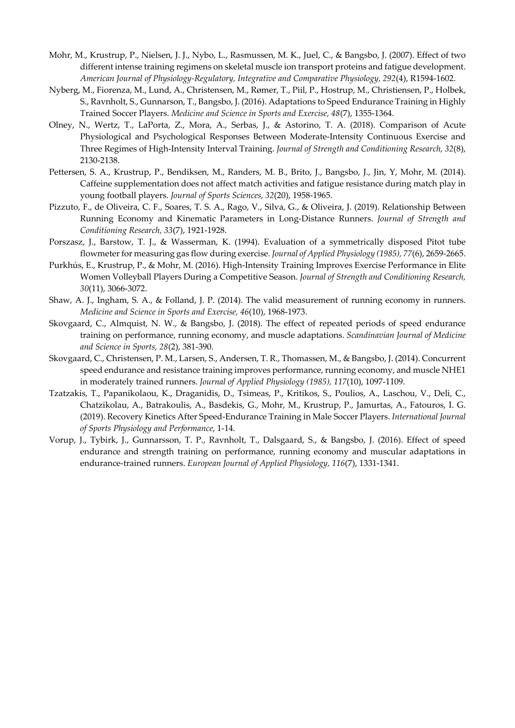Mohr, M., Krustrup, P., Nielsen, J. J., Nybo, L., Rasmussen, M. K., Juel, C., & Bangsbo, J. (2007). Effect of two different intense training regimens on skeletal muscle ion transport proteins and fatigue development. *American Journal of Physiology-Regulatory, Integrative and Comparative Physiology, 292*(4), R1594-1602.

Nyberg, M., Fiorenza, M., Lund, A., Christensen, M., Rømer, T., Piil, P., Hostrup, M., Christiensen, P., Holbek, S., Ravnholt, S., Gunnarson, T., Bangsbo, J. (2016). Adaptations to Speed Endurance Training in Highly Trained Soccer Players. *Medicine and Science in Sports and Exercise, 48*(7), 1355-1364.

Olney, N., Wertz, T., LaPorta, Z., Mora, A., Serbas, J., & Astorino, T. A. (2018). Comparison of Acute Physiological and Psychological Responses Between Moderate-Intensity Continuous Exercise and Three Regimes of High-Intensity Interval Training. *Journal of Strength and Conditioning Research, 32*(8), 2130-2138.

Pettersen, S. A., Krustrup, P., Bendiksen, M., Randers, M. B., Brito, J., Bangsbo, J., Jin, Y, Mohr, M. (2014). Caffeine supplementation does not affect match activities and fatigue resistance during match play in young football players. *Journal of Sports Sciences, 32*(20), 1958-1965.

Pizzuto, F., de Oliveira, C. F., Soares, T. S. A., Rago, V., Silva, G., & Oliveira, J. (2019). Relationship Between Running Economy and Kinematic Parameters in Long-Distance Runners. *Journal of Strength and Conditioning Research, 33*(7), 1921-1928.

Porszasz, J., Barstow, T. J., & Wasserman, K. (1994). Evaluation of a symmetrically disposed Pitot tube flowmeter for measuring gas flow during exercise. *Journal of Applied Physiology (1985), 77*(6), 2659-2665.

Purkhús, E., Krustrup, P., & Mohr, M. (2016). High-Intensity Training Improves Exercise Performance in Elite Women Volleyball Players During a Competitive Season. *Journal of Strength and Conditioning Research, 30*(11), 3066-3072.

Shaw, A. J., Ingham, S. A., & Folland, J. P. (2014). The valid measurement of running economy in runners. *Medicine and Science in Sports and Exercise, 46*(10), 1968-1973.

Skovgaard, C., Almquist, N. W., & Bangsbo, J. (2018). The effect of repeated periods of speed endurance training on performance, running economy, and muscle adaptations. *Scandinavian Journal of Medicine and Science in Sports, 28*(2), 381-390.

Skovgaard, C., Christensen, P. M., Larsen, S., Andersen, T. R., Thomassen, M., & Bangsbo, J. (2014). Concurrent speed endurance and resistance training improves performance, running economy, and muscle NHE1 in moderately trained runners. *Journal of Applied Physiology (1985), 117*(10), 1097-1109.

Tzatzakis, T., Papanikolaou, K., Draganidis, D., Tsimeas, P., Kritikos, S., Poulios, A., Laschou, V., Deli, C., Chatzikolau, A., Batrakoulis, A., Basdekis, G., Mohr, M., Krustrup, P., Jamurtas, A., Fatouros, I. G. (2019). Recovery Kinetics After Speed-Endurance Training in Male Soccer Players. *International Journal of Sports Physiology and Performance*, 1-14.

Vorup, J., Tybirk, J., Gunnarsson, T. P., Ravnholt, T., Dalsgaard, S., & Bangsbo, J. (2016). Effect of speed endurance and strength training on performance, running economy and muscular adaptations in endurance-trained runners. *European Journal of Applied Physiology, 116*(7), 1331-1341.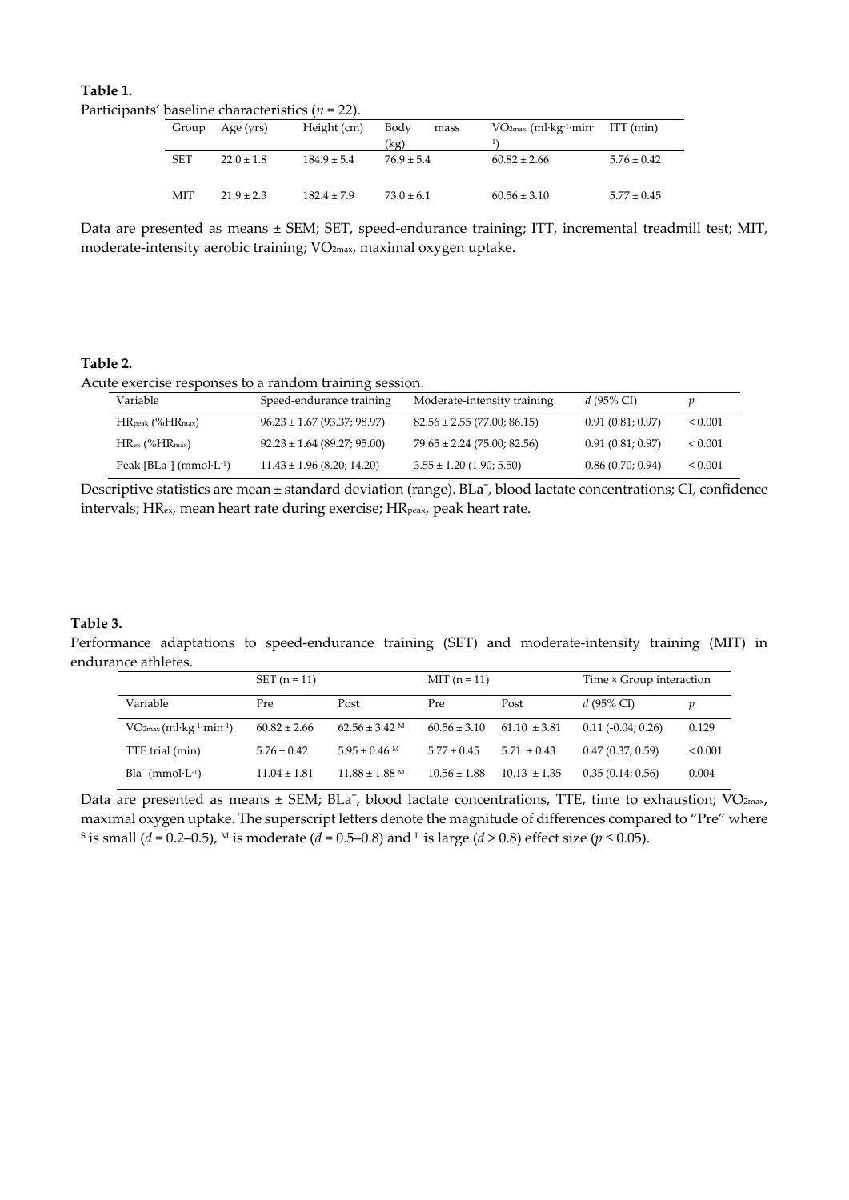**Table 1.**

Participants' baseline characteristics ($n$ = 22).

| Group | Age (yrs) | Height (cm) | Body mass (kg) | $VO_{2max}$ (ml·kg$^{-1}$·min$^{-1}$) | ITT (min) |
|---|---|---|---|---|---|
| SET | 22.0 ± 1.8 | 184.9 ± 5.4 | 76.9 ± 5.4 | 60.82 ± 2.66 | 5.76 ± 0.42 |
| MIT | 21.9 ± 2.3 | 182.4 ± 7.9 | 73.0 ± 6.1 | 60.56 ± 3.10 | 5.77 ± 0.45 |

Data are presented as means ± SEM; SET, speed-endurance training; ITT, incremental treadmill test; MIT, moderate-intensity aerobic training; $VO_{2max}$, maximal oxygen uptake.

**Table 2.**

Acute exercise responses to a random training session.

| Variable | Speed-endurance training | Moderate-intensity training | $d$ (95% CI) | $p$ |
|---|---|---|---|---|
| $HR_{peak}$ (%$HR_{max}$) | 96.23 ± 1.67 (93.37; 98.97) | 82.56 ± 2.55 (77.00; 86.15) | 0.91 (0.81; 0.97) | < 0.001 |
| $HR_{ex}$ (%$HR_{max}$) | 92.23 ± 1.64 (89.27; 95.00) | 79.65 ± 2.24 (75.00; 82.56) | 0.91 (0.81; 0.97) | < 0.001 |
| Peak [$BLa^-$] (mmol·L$^{-1}$) | 11.43 ± 1.96 (8.20; 14.20) | 3.55 ± 1.20 (1.90; 5.50) | 0.86 (0.70; 0.94) | < 0.001 |

Descriptive statistics are mean ± standard deviation (range). $BLa^-$, blood lactate concentrations; CI, confidence intervals; $HR_{ex}$, mean heart rate during exercise; $HR_{peak}$, peak heart rate.

**Table 3.**

Performance adaptations to speed-endurance training (SET) and moderate-intensity training (MIT) in endurance athletes.

| | SET (n = 11) | | MIT (n = 11) | | Time × Group interaction | |
|---|---|---|---|---|---|---|
| Variable | Pre | Post | Pre | Post | $d$ (95% CI) | $p$ |
| $VO_{2max}$ (ml·kg$^{-1}$·min$^{-1}$) | 60.82 ± 2.66 | 62.56 ± 3.42 $^{M}$ | 60.56 ± 3.10 | 61.10 ± 3.81 | 0.11 (-0.04; 0.26) | 0.129 |
| TTE trial (min) | 5.76 ± 0.42 | 5.95 ± 0.46 $^{M}$ | 5.77 ± 0.45 | 5.71 ± 0.43 | 0.47 (0.37; 0.59) | < 0.001 |
| $Bla^-$ (mmol·L$^{-1}$) | 11.04 ± 1.81 | 11.88 ± 1.88 $^{M}$ | 10.56 ± 1.88 | 10.13 ± 1.35 | 0.35 (0.14; 0.56) | 0.004 |

Data are presented as means ± SEM; $BLa^-$, blood lactate concentrations, TTE, time to exhaustion; $VO_{2max}$, maximal oxygen uptake. The superscript letters denote the magnitude of differences compared to "Pre" where $^{S}$ is small ($d$ = 0.2–0.5), $^{M}$ is moderate ($d$ = 0.5–0.8) and $^{L}$ is large ($d$ > 0.8) effect size ($p \le 0.05$).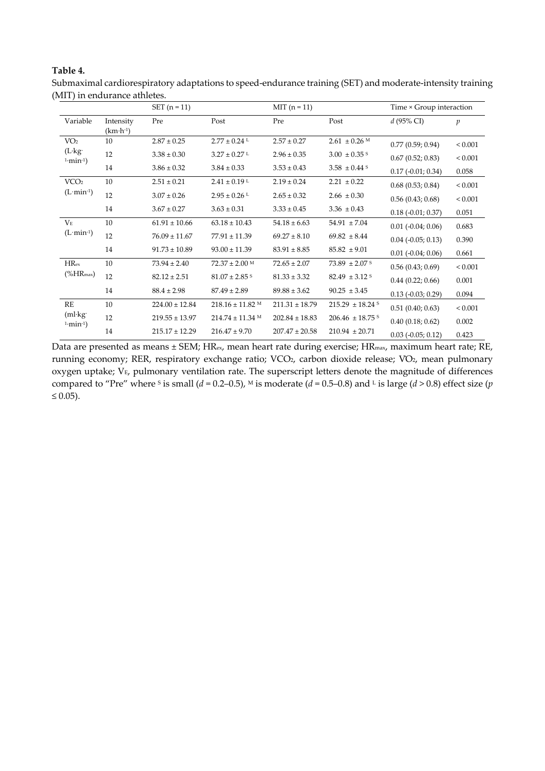**Table 4.**

Submaximal cardiorespiratory adaptations to speed-endurance training (SET) and moderate-intensity training (MIT) in endurance athletes.

| | | SET (n = 11) | | MIT (n = 11) | | Time × Group interaction | |
|---|---|---|---|---|---|---|---|
| Variable | Intensity ($km \cdot h^{-1}$) | Pre | Post | Pre | Post | *d* (95% CI) | *p* |
| $VO_2$ ($L \cdot kg^{-1} \cdot min^{-1}$) | 10 | 2.87 ± 0.25 | 2.77 ± 0.24 $^{L}$ | 2.57 ± 0.27 | 2.61 ± 0.26 $^{M}$ | 0.77 (0.59; 0.94) | < 0.001 |
| | 12 | 3.38 ± 0.30 | 3.27 ± 0.27 $^{L}$ | 2.96 ± 0.35 | 3.00 ± 0.35 $^{S}$ | 0.67 (0.52; 0.83) | < 0.001 |
| | 14 | 3.86 ± 0.32 | 3.84 ± 0.33 | 3.53 ± 0.43 | 3.58 ± 0.44 $^{S}$ | 0.17 (-0.01; 0.34) | 0.058 |
| $VCO_2$ ($L \cdot min^{-1}$) | 10 | 2.51 ± 0.21 | 2.41 ± 0.19 $^{L}$ | 2.19 ± 0.24 | 2.21 ± 0.22 | 0.68 (0.53; 0.84) | < 0.001 |
| | 12 | 3.07 ± 0.26 | 2.95 ± 0.26 $^{L}$ | 2.65 ± 0.32 | 2.66 ± 0.30 | 0.56 (0.43; 0.68) | < 0.001 |
| | 14 | 3.67 ± 0.27 | 3.63 ± 0.31 | 3.33 ± 0.45 | 3.36 ± 0.43 | 0.18 (-0.01; 0.37) | 0.051 |
| $V_E$ ($L \cdot min^{-1}$) | 10 | 61.91 ± 10.66 | 63.18 ± 10.43 | 54.18 ± 6.63 | 54.91 ± 7.04 | 0.01 (-0.04; 0.06) | 0.683 |
| | 12 | 76.09 ± 11.67 | 77.91 ± 11.39 | 69.27 ± 8.10 | 69.82 ± 8.44 | 0.04 (-0.05; 0.13) | 0.390 |
| | 14 | 91.73 ± 10.89 | 93.00 ± 11.39 | 83.91 ± 8.85 | 85.82 ± 9.01 | 0.01 (-0.04; 0.06) | 0.661 |
| $HR_{ex}$ (%$HR_{max}$) | 10 | 73.94 ± 2.40 | 72.37 ± 2.00 $^{M}$ | 72.65 ± 2.07 | 73.89 ± 2.07 $^{S}$ | 0.56 (0.43; 0.69) | < 0.001 |
| | 12 | 82.12 ± 2.51 | 81.07 ± 2.85 $^{S}$ | 81.33 ± 3.32 | 82.49 ± 3.12 $^{S}$ | 0.44 (0.22; 0.66) | 0.001 |
| | 14 | 88.4 ± 2.98 | 87.49 ± 2.89 | 89.88 ± 3.62 | 90.25 ± 3.45 | 0.13 (-0.03; 0.29) | 0.094 |
| RE ($ml \cdot kg^{-1} \cdot min^{-1}$) | 10 | 224.00 ± 12.84 | 218.16 ± 11.82 $^{M}$ | 211.31 ± 18.79 | 215.29 ± 18.24 $^{S}$ | 0.51 (0.40; 0.63) | < 0.001 |
| | 12 | 219.55 ± 13.97 | 214.74 ± 11.34 $^{M}$ | 202.84 ± 18.83 | 206.46 ± 18.75 $^{S}$ | 0.40 (0.18; 0.62) | 0.002 |
| | 14 | 215.17 ± 12.29 | 216.47 ± 9.70 | 207.47 ± 20.58 | 210.94 ± 20.71 | 0.03 (-0.05; 0.12) | 0.423 |

Data are presented as means ± SEM; $HR_{ex}$, mean heart rate during exercise; $HR_{max}$, maximum heart rate; RE, running economy; RER, respiratory exchange ratio; $VCO_2$, carbon dioxide release; $VO_2$, mean pulmonary oxygen uptake; $V_E$, pulmonary ventilation rate. The superscript letters denote the magnitude of differences compared to "Pre" where $^{S}$ is small ($d$ = 0.2–0.5), $^{M}$ is moderate ($d$ = 0.5–0.8) and $^{L}$ is large ($d$ > 0.8) effect size ($p \leq 0.05$).